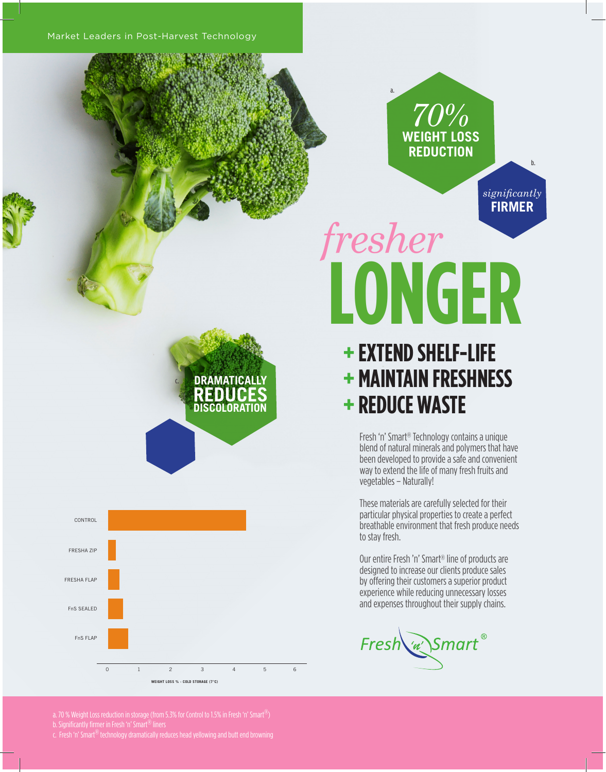Market Leaders in Post-Harvest Technology

a.

*70%* **WEIGHT LOSS REDUCTION**

b.

*significantly* **FIRMER**

# *fresher* LONGER

## + EXTEND SHELF-LIFE
## + MAINTAIN FRESHNESS
## + REDUCE WASTE

c.

**DRAMATICALLY REDUCES DISCOLORATION**

| | |
|---|---|
| CONTROL | |
| FRESHA ZIP | |
| FRESHA FLAP | |
| FnS SEALED | |
| FnS FLAP | |

0 1 2 3 4 5 6

WEIGHT LOSS % - COLD STORAGE (7°C)

Fresh 'n' Smart® Technology contains a unique blend of natural minerals and polymers that have been developed to provide a safe and convenient way to extend the life of many fresh fruits and vegetables – Naturally!

These materials are carefully selected for their particular physical properties to create a perfect breathable environment that fresh produce needs to stay fresh.

Our entire Fresh 'n' Smart® line of products are designed to increase our clients produce sales by offering their customers a superior product experience while reducing unnecessary losses and expenses throughout their supply chains.

Fresh 'n' Smart®

a. 70 % Weight Loss reduction in storage (from 5.3% for Control to 1.5% in Fresh 'n' Smart®)
b. Significantly firmer in Fresh 'n' Smart® liners
c. Fresh 'n' Smart® technology dramatically reduces head yellowing and butt end browning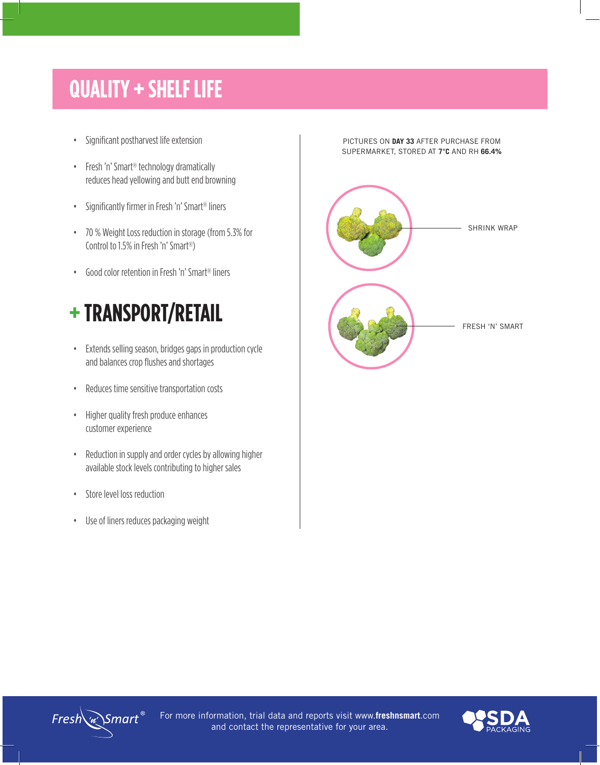# QUALITY + SHELF LIFE

- Significant postharvest life extension
- Fresh 'n' Smart® technology dramatically reduces head yellowing and butt end browning
- Significantly firmer in Fresh 'n' Smart® liners
- 70 % Weight Loss reduction in storage (from 5.3% for Control to 1.5% in Fresh 'n' Smart®)
- Good color retention in Fresh 'n' Smart® liners

## + TRANSPORT/RETAIL

- Extends selling season, bridges gaps in production cycle and balances crop flushes and shortages
- Reduces time sensitive transportation costs
- Higher quality fresh produce enhances customer experience
- Reduction in supply and order cycles by allowing higher available stock levels contributing to higher sales
- Store level loss reduction
- Use of liners reduces packaging weight

PICTURES ON **DAY 33** AFTER PURCHASE FROM SUPERMARKET, STORED AT **7°C** AND RH **66.4%**

SHRINK WRAP

FRESH 'N' SMART

For more information, trial data and reports visit www.**freshnsmart**.com and contact the representative for your area.